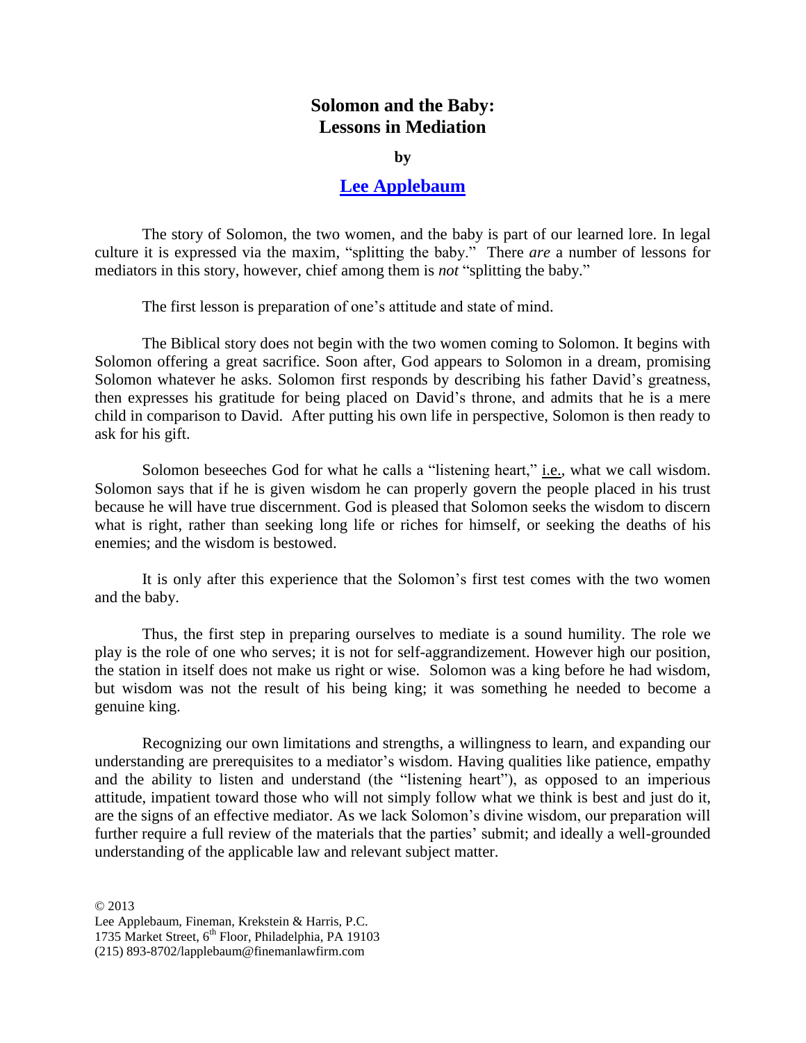# Solomon and the Baby: Lessons in Mediation

**by**

**[Lee Applebaum]()**

The story of Solomon, the two women, and the baby is part of our learned lore. In legal culture it is expressed via the maxim, "splitting the baby." There *are* a number of lessons for mediators in this story, however, chief among them is *not* "splitting the baby."

The first lesson is preparation of one's attitude and state of mind.

The Biblical story does not begin with the two women coming to Solomon. It begins with Solomon offering a great sacrifice. Soon after, God appears to Solomon in a dream, promising Solomon whatever he asks. Solomon first responds by describing his father David's greatness, then expresses his gratitude for being placed on David's throne, and admits that he is a mere child in comparison to David. After putting his own life in perspective, Solomon is then ready to ask for his gift.

Solomon beseeches God for what he calls a "listening heart," i.e., what we call wisdom. Solomon says that if he is given wisdom he can properly govern the people placed in his trust because he will have true discernment. God is pleased that Solomon seeks the wisdom to discern what is right, rather than seeking long life or riches for himself, or seeking the deaths of his enemies; and the wisdom is bestowed.

It is only after this experience that the Solomon's first test comes with the two women and the baby.

Thus, the first step in preparing ourselves to mediate is a sound humility. The role we play is the role of one who serves; it is not for self-aggrandizement. However high our position, the station in itself does not make us right or wise. Solomon was a king before he had wisdom, but wisdom was not the result of his being king; it was something he needed to become a genuine king.

Recognizing our own limitations and strengths, a willingness to learn, and expanding our understanding are prerequisites to a mediator's wisdom. Having qualities like patience, empathy and the ability to listen and understand (the "listening heart"), as opposed to an imperious attitude, impatient toward those who will not simply follow what we think is best and just do it, are the signs of an effective mediator. As we lack Solomon's divine wisdom, our preparation will further require a full review of the materials that the parties' submit; and ideally a well-grounded understanding of the applicable law and relevant subject matter.

© 2013
Lee Applebaum, Fineman, Krekstein & Harris, P.C.
1735 Market Street, 6th Floor, Philadelphia, PA 19103
(215) 893-8702/lapplebaum@finemanlawfirm.com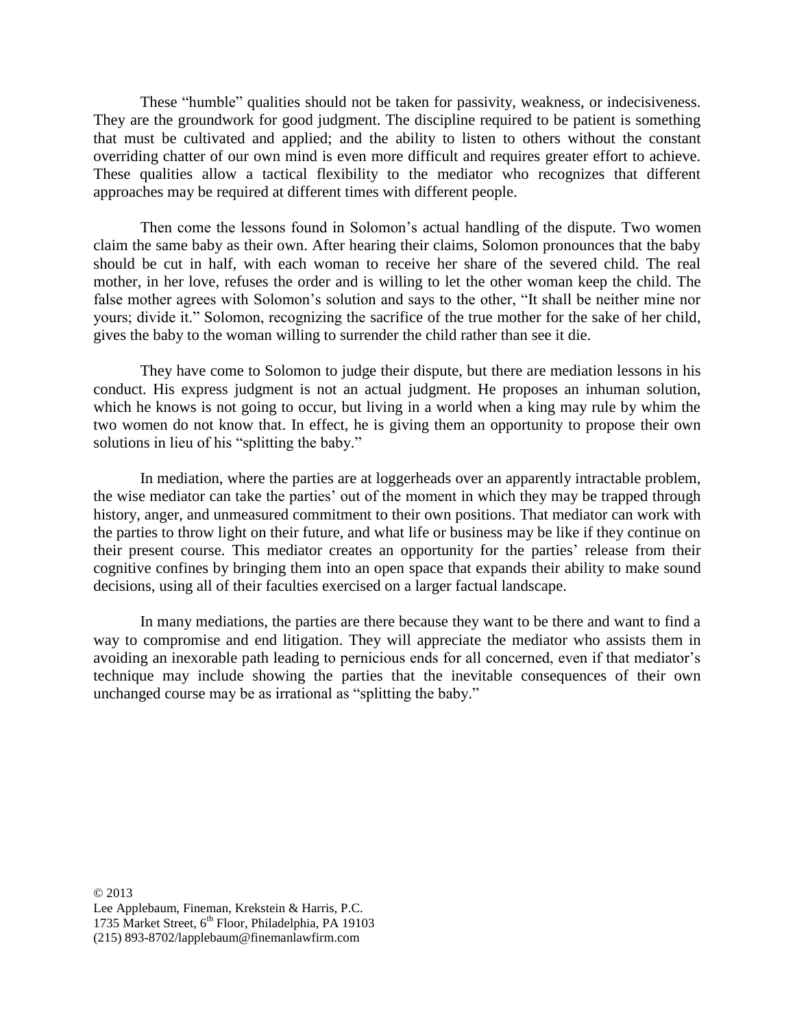These "humble" qualities should not be taken for passivity, weakness, or indecisiveness. They are the groundwork for good judgment. The discipline required to be patient is something that must be cultivated and applied; and the ability to listen to others without the constant overriding chatter of our own mind is even more difficult and requires greater effort to achieve. These qualities allow a tactical flexibility to the mediator who recognizes that different approaches may be required at different times with different people.

Then come the lessons found in Solomon's actual handling of the dispute. Two women claim the same baby as their own. After hearing their claims, Solomon pronounces that the baby should be cut in half, with each woman to receive her share of the severed child. The real mother, in her love, refuses the order and is willing to let the other woman keep the child. The false mother agrees with Solomon's solution and says to the other, "It shall be neither mine nor yours; divide it." Solomon, recognizing the sacrifice of the true mother for the sake of her child, gives the baby to the woman willing to surrender the child rather than see it die.

They have come to Solomon to judge their dispute, but there are mediation lessons in his conduct. His express judgment is not an actual judgment. He proposes an inhuman solution, which he knows is not going to occur, but living in a world when a king may rule by whim the two women do not know that. In effect, he is giving them an opportunity to propose their own solutions in lieu of his "splitting the baby."

In mediation, where the parties are at loggerheads over an apparently intractable problem, the wise mediator can take the parties' out of the moment in which they may be trapped through history, anger, and unmeasured commitment to their own positions. That mediator can work with the parties to throw light on their future, and what life or business may be like if they continue on their present course. This mediator creates an opportunity for the parties' release from their cognitive confines by bringing them into an open space that expands their ability to make sound decisions, using all of their faculties exercised on a larger factual landscape.

In many mediations, the parties are there because they want to be there and want to find a way to compromise and end litigation. They will appreciate the mediator who assists them in avoiding an inexorable path leading to pernicious ends for all concerned, even if that mediator's technique may include showing the parties that the inevitable consequences of their own unchanged course may be as irrational as "splitting the baby."

© 2013
Lee Applebaum, Fineman, Krekstein & Harris, P.C.
1735 Market Street, 6th Floor, Philadelphia, PA 19103
(215) 893-8702/lapplebaum@finemanlawfirm.com